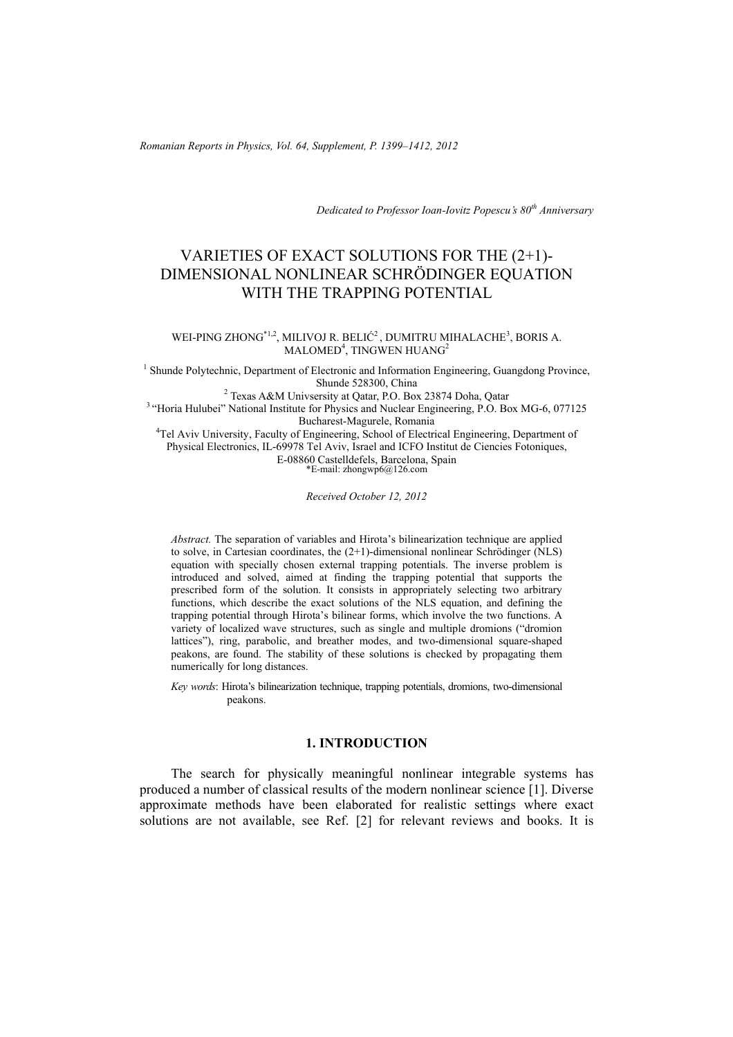*Dedicated to Professor Ioan-Iovitz Popescu's 80th Anniversary*

# VARIETIES OF EXACT SOLUTIONS FOR THE (2+1)-DIMENSIONAL NONLINEAR SCHRÖDINGER EQUATION WITH THE TRAPPING POTENTIAL

WEI-PING ZHONG[*1,2], MILIVOJ R. BELIĆ[2], DUMITRU MIHALACHE[3], BORIS A. MALOMED[4], TINGWEN HUANG[2]

[1] Shunde Polytechnic, Department of Electronic and Information Engineering, Guangdong Province, Shunde 528300, China

[2] Texas A&M Univsersity at Qatar, P.O. Box 23874 Doha, Qatar

[3] "Horia Hulubei" National Institute for Physics and Nuclear Engineering, P.O. Box MG-6, 077125 Bucharest-Magurele, Romania

[4] Tel Aviv University, Faculty of Engineering, School of Electrical Engineering, Department of Physical Electronics, IL-69978 Tel Aviv, Israel and ICFO Institut de Ciencies Fotoniques, E-08860 Castelldefels, Barcelona, Spain

*E-mail: zhongwp6@126.com

*Received October 12, 2012*

*Abstract.* The separation of variables and Hirota's bilinearization technique are applied to solve, in Cartesian coordinates, the (2+1)-dimensional nonlinear Schrödinger (NLS) equation with specially chosen external trapping potentials. The inverse problem is introduced and solved, aimed at finding the trapping potential that supports the prescribed form of the solution. It consists in appropriately selecting two arbitrary functions, which describe the exact solutions of the NLS equation, and defining the trapping potential through Hirota's bilinear forms, which involve the two functions. A variety of localized wave structures, such as single and multiple dromions ("dromion lattices"), ring, parabolic, and breather modes, and two-dimensional square-shaped peakons, are found. The stability of these solutions is checked by propagating them numerically for long distances.

*Key words*: Hirota's bilinearization technique, trapping potentials, dromions, two-dimensional peakons.

## 1. INTRODUCTION

The search for physically meaningful nonlinear integrable systems has produced a number of classical results of the modern nonlinear science [1]. Diverse approximate methods have been elaborated for realistic settings where exact solutions are not available, see Ref. [2] for relevant reviews and books. It is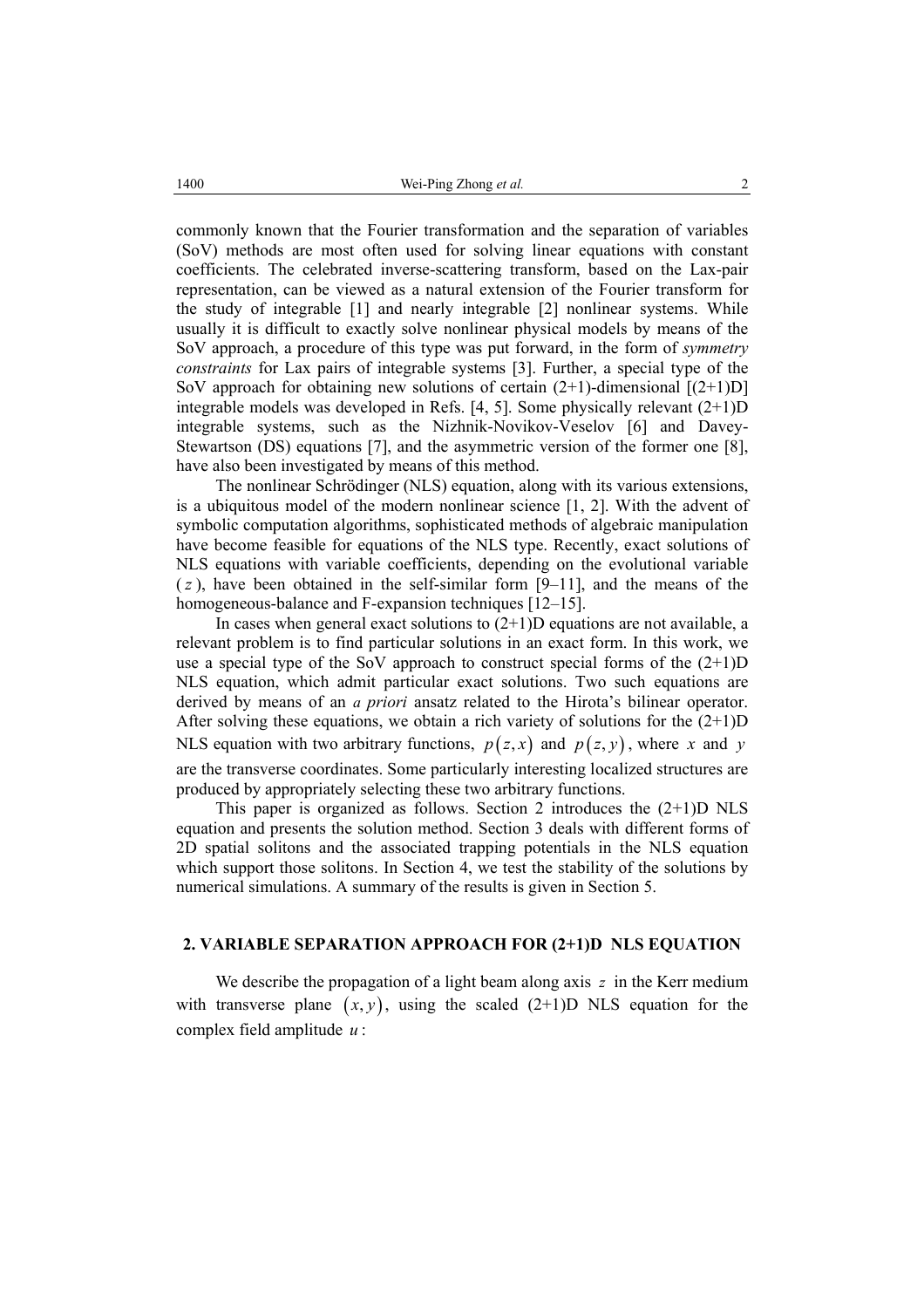commonly known that the Fourier transformation and the separation of variables (SoV) methods are most often used for solving linear equations with constant coefficients. The celebrated inverse-scattering transform, based on the Lax-pair representation, can be viewed as a natural extension of the Fourier transform for the study of integrable [1] and nearly integrable [2] nonlinear systems. While usually it is difficult to exactly solve nonlinear physical models by means of the SoV approach, a procedure of this type was put forward, in the form of *symmetry constraints* for Lax pairs of integrable systems [3]. Further, a special type of the SoV approach for obtaining new solutions of certain (2+1)-dimensional [(2+1)D] integrable models was developed in Refs. [4, 5]. Some physically relevant (2+1)D integrable systems, such as the Nizhnik-Novikov-Veselov [6] and Davey-Stewartson (DS) equations [7], and the asymmetric version of the former one [8], have also been investigated by means of this method.

The nonlinear Schrödinger (NLS) equation, along with its various extensions, is a ubiquitous model of the modern nonlinear science [1, 2]. With the advent of symbolic computation algorithms, sophisticated methods of algebraic manipulation have become feasible for equations of the NLS type. Recently, exact solutions of NLS equations with variable coefficients, depending on the evolutional variable ($z$), have been obtained in the self-similar form [9–11], and the means of the homogeneous-balance and F-expansion techniques [12–15].

In cases when general exact solutions to (2+1)D equations are not available, a relevant problem is to find particular solutions in an exact form. In this work, we use a special type of the SoV approach to construct special forms of the (2+1)D NLS equation, which admit particular exact solutions. Two such equations are derived by means of an *a priori* ansatz related to the Hirota's bilinear operator. After solving these equations, we obtain a rich variety of solutions for the (2+1)D NLS equation with two arbitrary functions, $p(z,x)$ and $p(z,y)$, where $x$ and $y$ are the transverse coordinates. Some particularly interesting localized structures are produced by appropriately selecting these two arbitrary functions.

This paper is organized as follows. Section 2 introduces the (2+1)D NLS equation and presents the solution method. Section 3 deals with different forms of 2D spatial solitons and the associated trapping potentials in the NLS equation which support those solitons. In Section 4, we test the stability of the solutions by numerical simulations. A summary of the results is given in Section 5.

## 2. VARIABLE SEPARATION APPROACH FOR (2+1)D NLS EQUATION

We describe the propagation of a light beam along axis $z$ in the Kerr medium with transverse plane $(x,y)$, using the scaled (2+1)D NLS equation for the complex field amplitude $u$: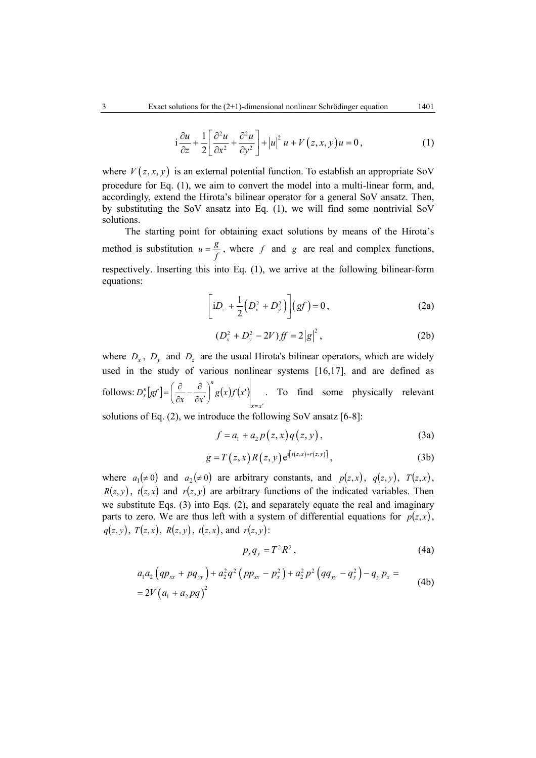$$\mathrm{i}\frac{\partial u}{\partial z}+\frac{1}{2}\left[\frac{\partial^2 u}{\partial x^2}+\frac{\partial^2 u}{\partial y^2}\right]+|u|^2 u+V(z,x,y)u=0, \tag{1}$$

where $V(z,x,y)$ is an external potential function. To establish an appropriate SoV procedure for Eq. (1), we aim to convert the model into a multi-linear form, and, accordingly, extend the Hirota's bilinear operator for a general SoV ansatz. Then, by substituting the SoV ansatz into Eq. (1), we will find some nontrivial SoV solutions.

The starting point for obtaining exact solutions by means of the Hirota's method is substitution $u=\frac{g}{f}$, where $f$ and $g$ are real and complex functions, respectively. Inserting this into Eq. (1), we arrive at the following bilinear-form equations:

$$\left[\mathrm{i}D_z+\frac{1}{2}\left(D_x^2+D_y^2\right)\right](gf)=0, \tag{2a}$$

$$(D_x^2+D_y^2-2V)ff=2|g|^2, \tag{2b}$$

where $D_x$, $D_y$ and $D_z$ are the usual Hirota's bilinear operators, which are widely used in the study of various nonlinear systems [16,17], and are defined as follows: $D_x^n[gf]=\left(\frac{\partial}{\partial x}-\frac{\partial}{\partial x'}\right)^n g(x)f(x')\bigg|_{x=x'}$. To find some physically relevant solutions of Eq. (2), we introduce the following SoV ansatz [6-8]:

$$f=a_1+a_2\,p(z,x)\,q(z,y), \tag{3a}$$

$$g=T(z,x)\,R(z,y)\,\mathrm{e}^{\mathrm{i}\left[t(z,x)+r(z,y)\right]}, \tag{3b}$$

where $a_1(\neq 0)$ and $a_2(\neq 0)$ are arbitrary constants, and $p(z,x)$, $q(z,y)$, $T(z,x)$, $R(z,y)$, $t(z,x)$ and $r(z,y)$ are arbitrary functions of the indicated variables. Then we substitute Eqs. (3) into Eqs. (2), and separately equate the real and imaginary parts to zero. We are thus left with a system of differential equations for $p(z,x)$, $q(z,y)$, $T(z,x)$, $R(z,y)$, $t(z,x)$, and $r(z,y)$:

$$p_x q_y=T^2R^2, \tag{4a}$$

$$\begin{aligned}&a_1a_2\left(qp_{xx}+pq_{yy}\right)+a_2^2q^2\left(pp_{xx}-p_x^2\right)+a_2^2p^2\left(qq_{yy}-q_y^2\right)-q_y p_x=\\&=2V\left(a_1+a_2pq\right)^2\end{aligned} \tag{4b}$$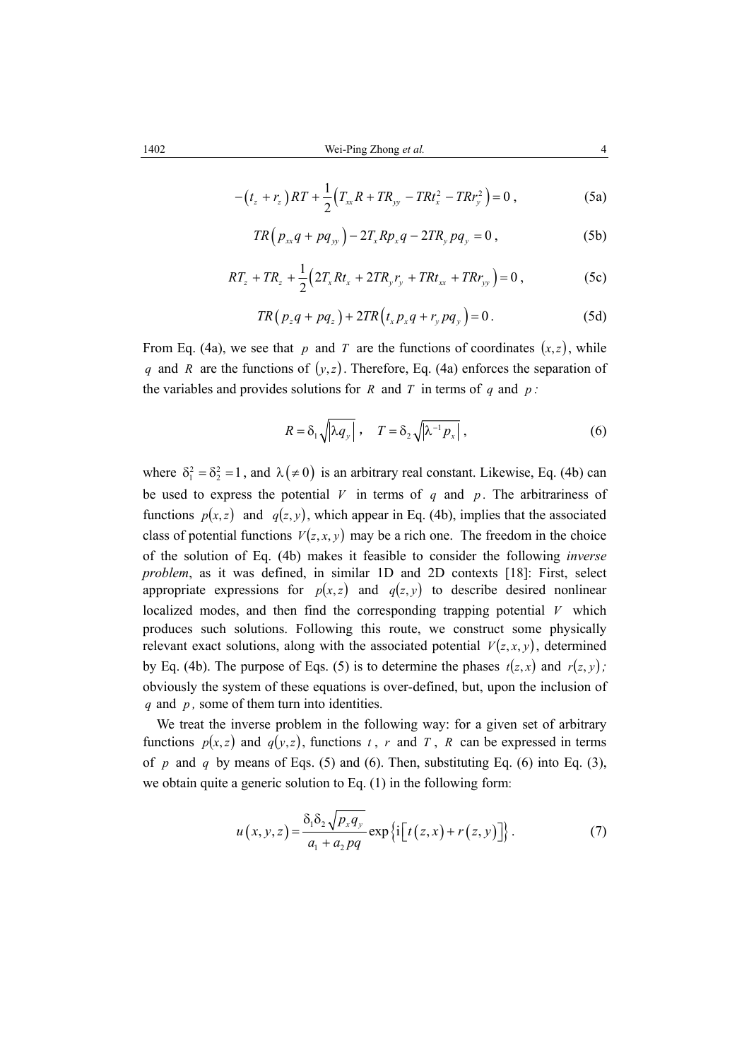$$-\left(t_z + r_z\right)RT + \frac{1}{2}\left(T_{xx}R + TR_{yy} - TRt_x^2 - TRr_y^2\right) = 0\,, \tag{5a}$$

$$TR\left(p_{xx}q + pq_{yy}\right) - 2T_xRp_xq - 2TR_ypq_y = 0\,, \tag{5b}$$

$$RT_z + TR_z + \frac{1}{2}\left(2T_xRt_x + 2TR_yr_y + TRt_{xx} + TRr_{yy}\right) = 0\,, \tag{5c}$$

$$TR\left(p_zq + pq_z\right) + 2TR\left(t_xp_xq + r_ypq_y\right) = 0\,. \tag{5d}$$

From Eq. (4a), we see that $p$ and $T$ are the functions of coordinates $(x,z)$, while $q$ and $R$ are the functions of $(y,z)$. Therefore, Eq. (4a) enforces the separation of the variables and provides solutions for $R$ and $T$ in terms of $q$ and $p$:

$$R = \delta_1\sqrt{\left|\lambda q_y\right|}\,,\quad T = \delta_2\sqrt{\left|\lambda^{-1}p_x\right|}\,, \tag{6}$$

where $\delta_1^2 = \delta_2^2 = 1$, and $\lambda\,(\neq 0)$ is an arbitrary real constant. Likewise, Eq. (4b) can be used to express the potential $V$ in terms of $q$ and $p$. The arbitrariness of functions $p(x,z)$ and $q(z,y)$, which appear in Eq. (4b), implies that the associated class of potential functions $V(z,x,y)$ may be a rich one. The freedom in the choice of the solution of Eq. (4b) makes it feasible to consider the following *inverse problem*, as it was defined, in similar 1D and 2D contexts [18]: First, select appropriate expressions for $p(x,z)$ and $q(z,y)$ to describe desired nonlinear localized modes, and then find the corresponding trapping potential $V$ which produces such solutions. Following this route, we construct some physically relevant exact solutions, along with the associated potential $V(z,x,y)$, determined by Eq. (4b). The purpose of Eqs. (5) is to determine the phases $t(z,x)$ and $r(z,y)$; obviously the system of these equations is over-defined, but, upon the inclusion of $q$ and $p$, some of them turn into identities.

We treat the inverse problem in the following way: for a given set of arbitrary functions $p(x,z)$ and $q(y,z)$, functions $t$, $r$ and $T$, $R$ can be expressed in terms of $p$ and $q$ by means of Eqs. (5) and (6). Then, substituting Eq. (6) into Eq. (3), we obtain quite a generic solution to Eq. (1) in the following form:

$$u(x,y,z) = \frac{\delta_1\delta_2\sqrt{p_xq_y}}{a_1 + a_2pq}\exp\left\{\mathrm{i}\left[t(z,x) + r(z,y)\right]\right\}. \tag{7}$$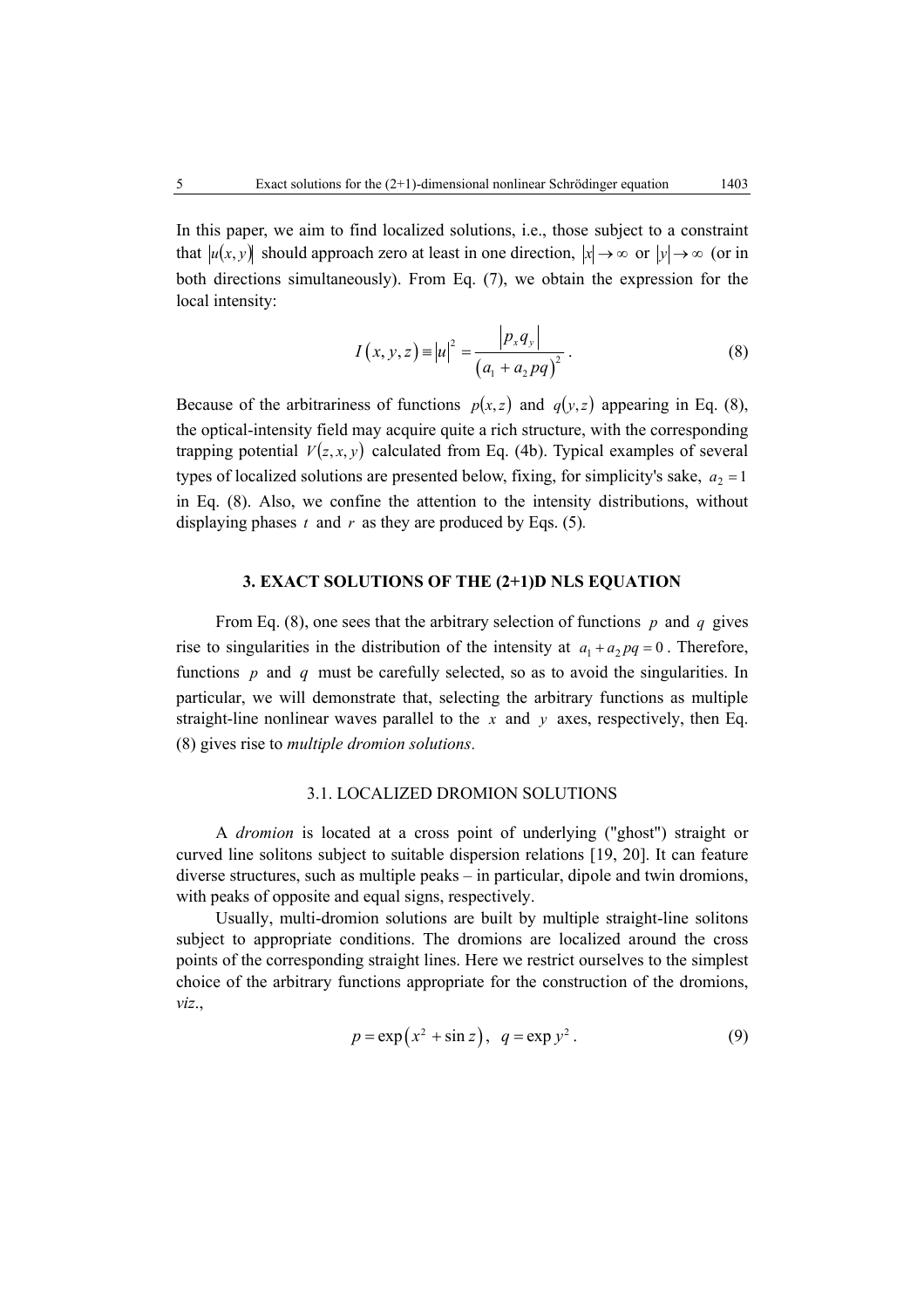In this paper, we aim to find localized solutions, i.e., those subject to a constraint that $|u(x,y)|$ should approach zero at least in one direction, $|x| \to \infty$ or $|y| \to \infty$ (or in both directions simultaneously). From Eq. (7), we obtain the expression for the local intensity:

$$I(x,y,z) \equiv |u|^2 = \frac{|p_x q_y|}{(a_1 + a_2 pq)^2}. \tag{8}$$

Because of the arbitrariness of functions $p(x,z)$ and $q(y,z)$ appearing in Eq. (8), the optical-intensity field may acquire quite a rich structure, with the corresponding trapping potential $V(z,x,y)$ calculated from Eq. (4b). Typical examples of several types of localized solutions are presented below, fixing, for simplicity's sake, $a_2 = 1$ in Eq. (8). Also, we confine the attention to the intensity distributions, without displaying phases $t$ and $r$ as they are produced by Eqs. (5).

## 3. EXACT SOLUTIONS OF THE (2+1)D NLS EQUATION

From Eq. (8), one sees that the arbitrary selection of functions $p$ and $q$ gives rise to singularities in the distribution of the intensity at $a_1 + a_2 pq = 0$. Therefore, functions $p$ and $q$ must be carefully selected, so as to avoid the singularities. In particular, we will demonstrate that, selecting the arbitrary functions as multiple straight-line nonlinear waves parallel to the $x$ and $y$ axes, respectively, then Eq. (8) gives rise to *multiple dromion solutions*.

### 3.1. LOCALIZED DROMION SOLUTIONS

A *dromion* is located at a cross point of underlying ("ghost") straight or curved line solitons subject to suitable dispersion relations [19, 20]. It can feature diverse structures, such as multiple peaks – in particular, dipole and twin dromions, with peaks of opposite and equal signs, respectively.

Usually, multi-dromion solutions are built by multiple straight-line solitons subject to appropriate conditions. The dromions are localized around the cross points of the corresponding straight lines. Here we restrict ourselves to the simplest choice of the arbitrary functions appropriate for the construction of the dromions, *viz*.,

$$p = \exp\left(x^2 + \sin z\right), \quad q = \exp y^2. \tag{9}$$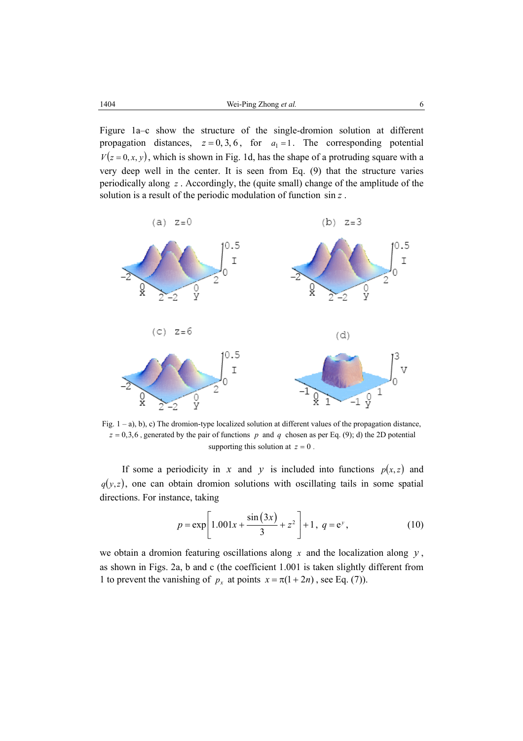Figure 1a–c show the structure of the single-dromion solution at different propagation distances, $z = 0, 3, 6$, for $a_1 = 1$. The corresponding potential $V(z = 0, x, y)$, which is shown in Fig. 1d, has the shape of a protruding square with a very deep well in the center. It is seen from Eq. (9) that the structure varies periodically along $z$. Accordingly, the (quite small) change of the amplitude of the solution is a result of the periodic modulation of function $\sin z$.

Fig. 1 – a), b), c) The dromion-type localized solution at different values of the propagation distance, $z = 0,3,6$, generated by the pair of functions $p$ and $q$ chosen as per Eq. (9); d) the 2D potential supporting this solution at $z = 0$.

If some a periodicity in $x$ and $y$ is included into functions $p(x,z)$ and $q(y,z)$, one can obtain dromion solutions with oscillating tails in some spatial directions. For instance, taking

$$p = \exp\left[1.001x + \frac{\sin(3x)}{3} + z^2\right] + 1,\ q = \mathrm{e}^y, \tag{10}$$

we obtain a dromion featuring oscillations along $x$ and the localization along $y$, as shown in Figs. 2a, b and c (the coefficient 1.001 is taken slightly different from 1 to prevent the vanishing of $p_x$ at points $x = \pi(1 + 2n)$, see Eq. (7)).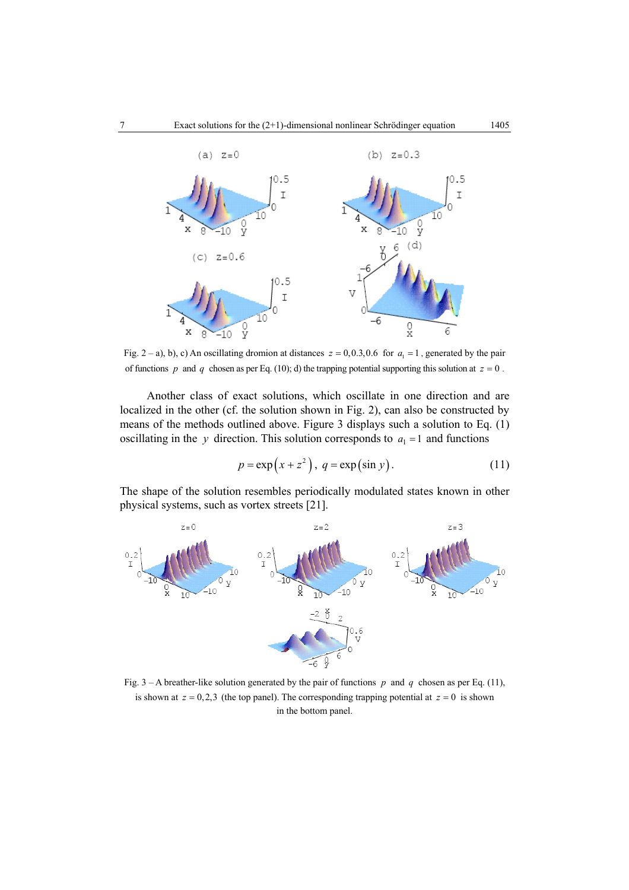Fig. 2 – a), b), c) An oscillating dromion at distances $z = 0, 0.3, 0.6$ for $a_1 = 1$, generated by the pair of functions $p$ and $q$ chosen as per Eq. (10); d) the trapping potential supporting this solution at $z = 0$.

Another class of exact solutions, which oscillate in one direction and are localized in the other (cf. the solution shown in Fig. 2), can also be constructed by means of the methods outlined above. Figure 3 displays such a solution to Eq. (1) oscillating in the $y$ direction. This solution corresponds to $a_1 = 1$ and functions

$$p = \exp\left(x + z^2\right),\ q = \exp\left(\sin y\right). \tag{11}$$

The shape of the solution resembles periodically modulated states known in other physical systems, such as vortex streets [21].

Fig. 3 – A breather-like solution generated by the pair of functions $p$ and $q$ chosen as per Eq. (11), is shown at $z = 0, 2, 3$ (the top panel). The corresponding trapping potential at $z = 0$ is shown in the bottom panel.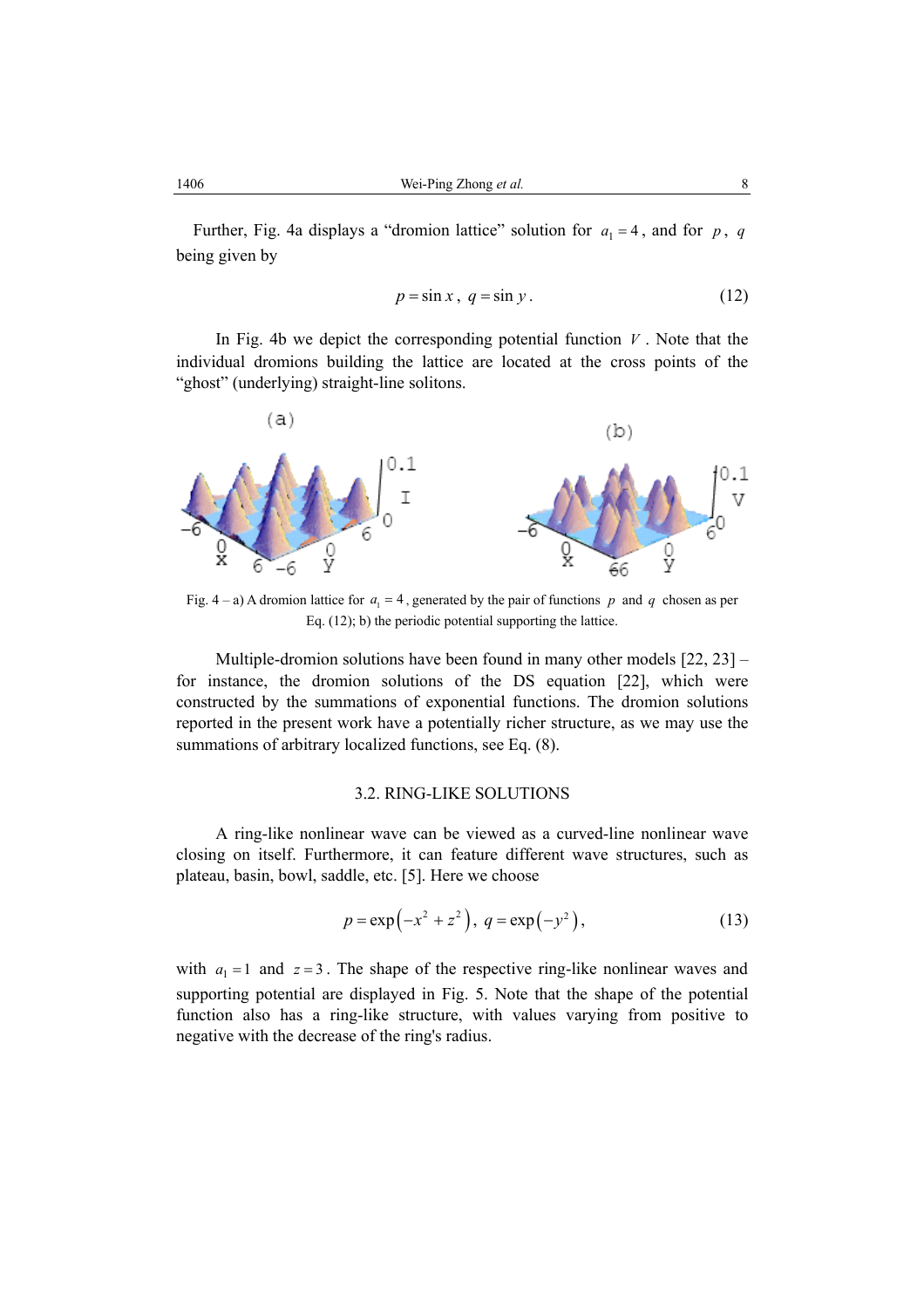Further, Fig. 4a displays a "dromion lattice" solution for $a_1 = 4$, and for $p$, $q$ being given by

$$p = \sin x\,,\ q = \sin y\,. \tag{12}$$

In Fig. 4b we depict the corresponding potential function $V$. Note that the individual dromions building the lattice are located at the cross points of the "ghost" (underlying) straight-line solitons.

Fig. 4 – a) A dromion lattice for $a_1 = 4$, generated by the pair of functions $p$ and $q$ chosen as per Eq. (12); b) the periodic potential supporting the lattice.

Multiple-dromion solutions have been found in many other models [22, 23] – for instance, the dromion solutions of the DS equation [22], which were constructed by the summations of exponential functions. The dromion solutions reported in the present work have a potentially richer structure, as we may use the summations of arbitrary localized functions, see Eq. (8).

### 3.2. RING-LIKE SOLUTIONS

A ring-like nonlinear wave can be viewed as a curved-line nonlinear wave closing on itself. Furthermore, it can feature different wave structures, such as plateau, basin, bowl, saddle, etc. [5]. Here we choose

$$p = \exp\left(-x^2 + z^2\right),\ q = \exp\left(-y^2\right), \tag{13}$$

with $a_1 = 1$ and $z = 3$. The shape of the respective ring-like nonlinear waves and supporting potential are displayed in Fig. 5. Note that the shape of the potential function also has a ring-like structure, with values varying from positive to negative with the decrease of the ring's radius.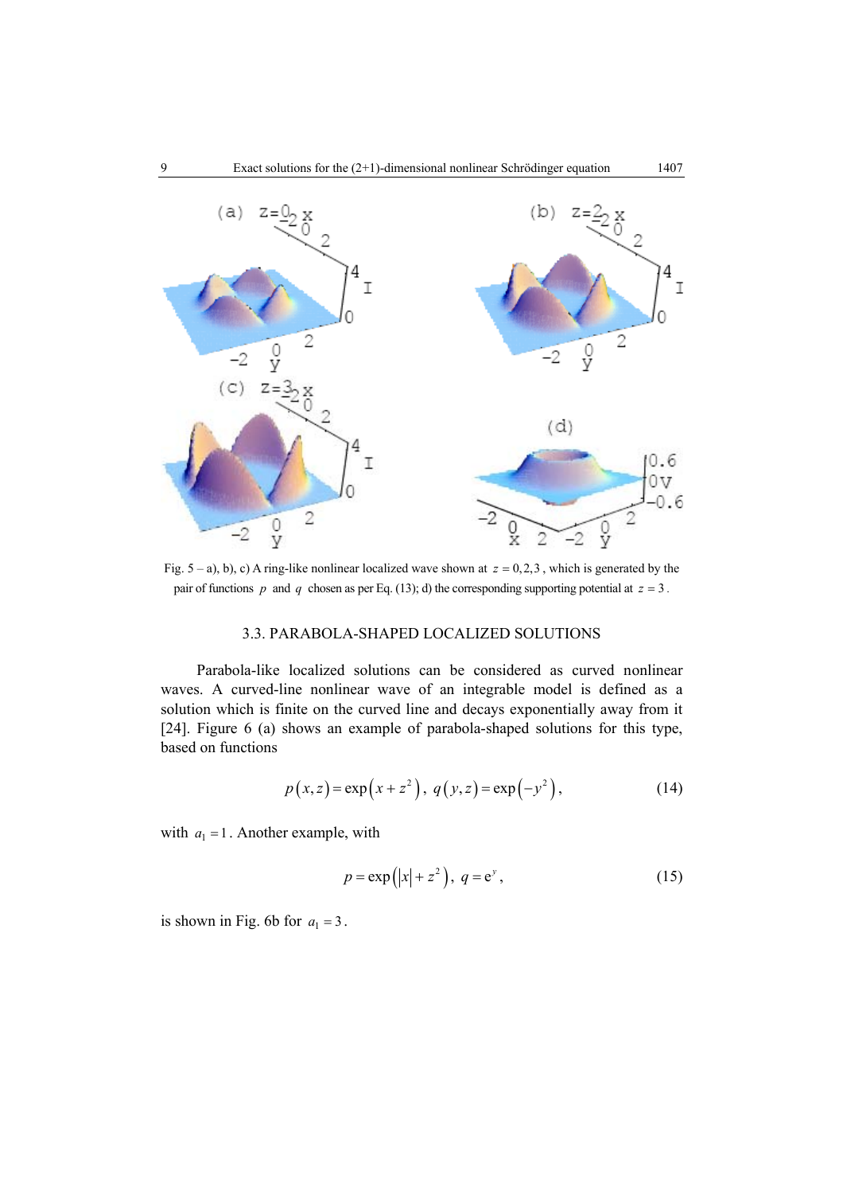Fig. 5 – a), b), c) A ring-like nonlinear localized wave shown at $z = 0, 2, 3$, which is generated by the pair of functions $p$ and $q$ chosen as per Eq. (13); d) the corresponding supporting potential at $z = 3$.

### 3.3. PARABOLA-SHAPED LOCALIZED SOLUTIONS

Parabola-like localized solutions can be considered as curved nonlinear waves. A curved-line nonlinear wave of an integrable model is defined as a solution which is finite on the curved line and decays exponentially away from it [24]. Figure 6 (a) shows an example of parabola-shaped solutions for this type, based on functions

$$p(x,z) = \exp\left(x + z^2\right),\ q(y,z) = \exp\left(-y^2\right), \tag{14}$$

with $a_1 = 1$. Another example, with

$$p = \exp\left(|x| + z^2\right),\ q = \mathrm{e}^{y}, \tag{15}$$

is shown in Fig. 6b for $a_1 = 3$.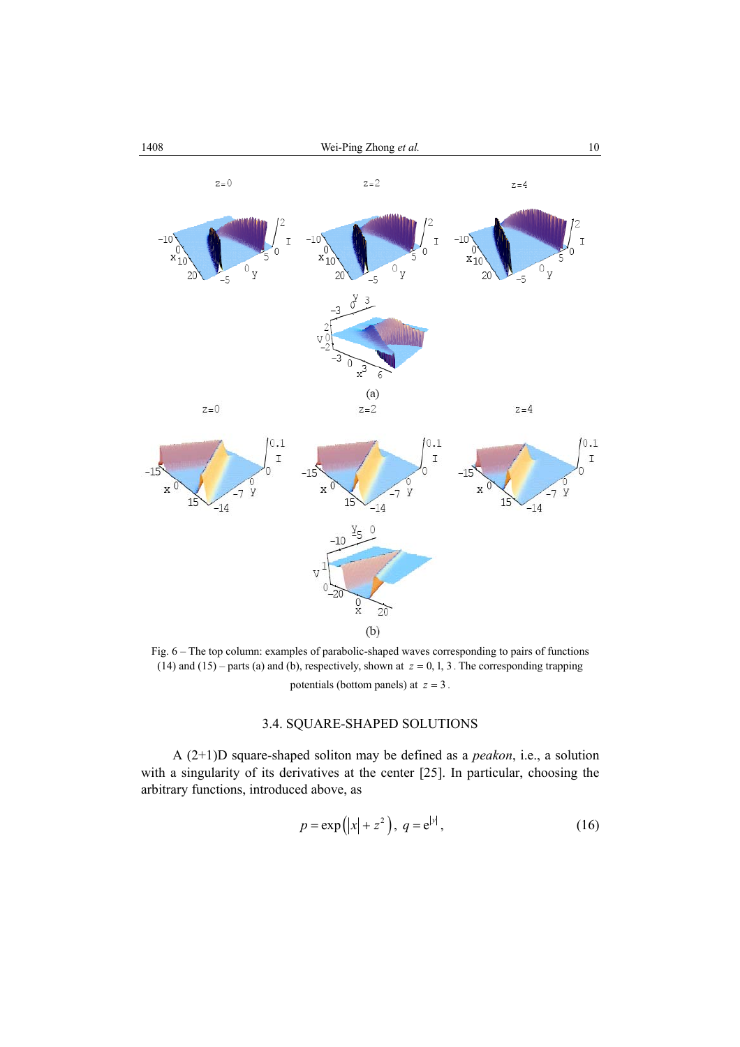Fig. 6 – The top column: examples of parabolic-shaped waves corresponding to pairs of functions (14) and (15) – parts (a) and (b), respectively, shown at $z = 0, 1, 3$. The corresponding trapping potentials (bottom panels) at $z = 3$.

### 3.4. SQUARE-SHAPED SOLUTIONS

A (2+1)D square-shaped soliton may be defined as a *peakon*, i.e., a solution with a singularity of its derivatives at the center [25]. In particular, choosing the arbitrary functions, introduced above, as

$$p = \exp\left(|x| + z^2\right),\ q = \mathrm{e}^{|y|}, \tag{16}$$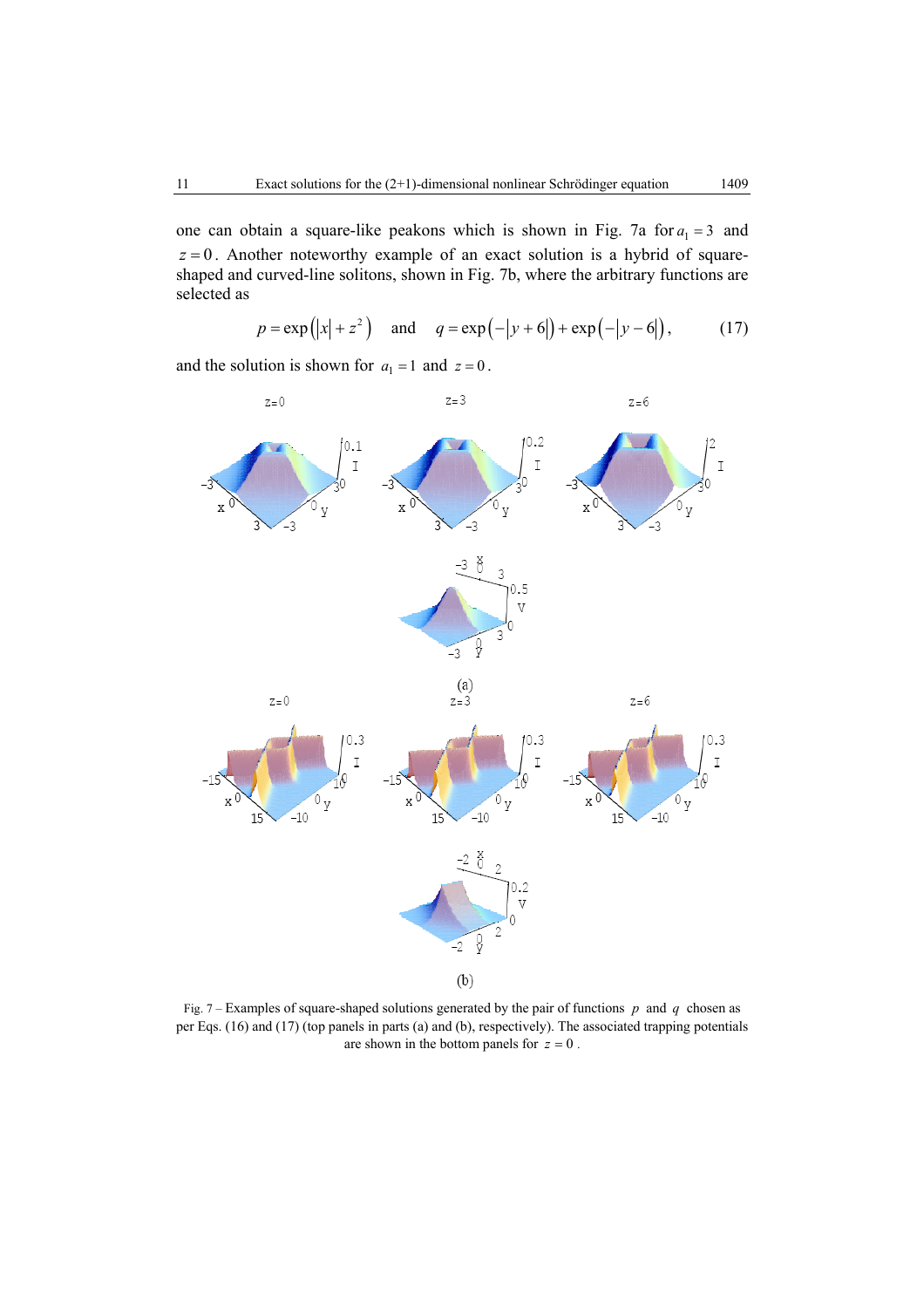one can obtain a square-like peakons which is shown in Fig. 7a for $a_1 = 3$ and $z = 0$. Another noteworthy example of an exact solution is a hybrid of square-shaped and curved-line solitons, shown in Fig. 7b, where the arbitrary functions are selected as

$$p = \exp\left(|x| + z^2\right) \quad \text{and} \quad q = \exp\left(-|y+6|\right) + \exp\left(-|y-6|\right), \tag{17}$$

and the solution is shown for $a_1 = 1$ and $z = 0$.

Fig. 7 – Examples of square-shaped solutions generated by the pair of functions $p$ and $q$ chosen as per Eqs. (16) and (17) (top panels in parts (a) and (b), respectively). The associated trapping potentials are shown in the bottom panels for $z = 0$.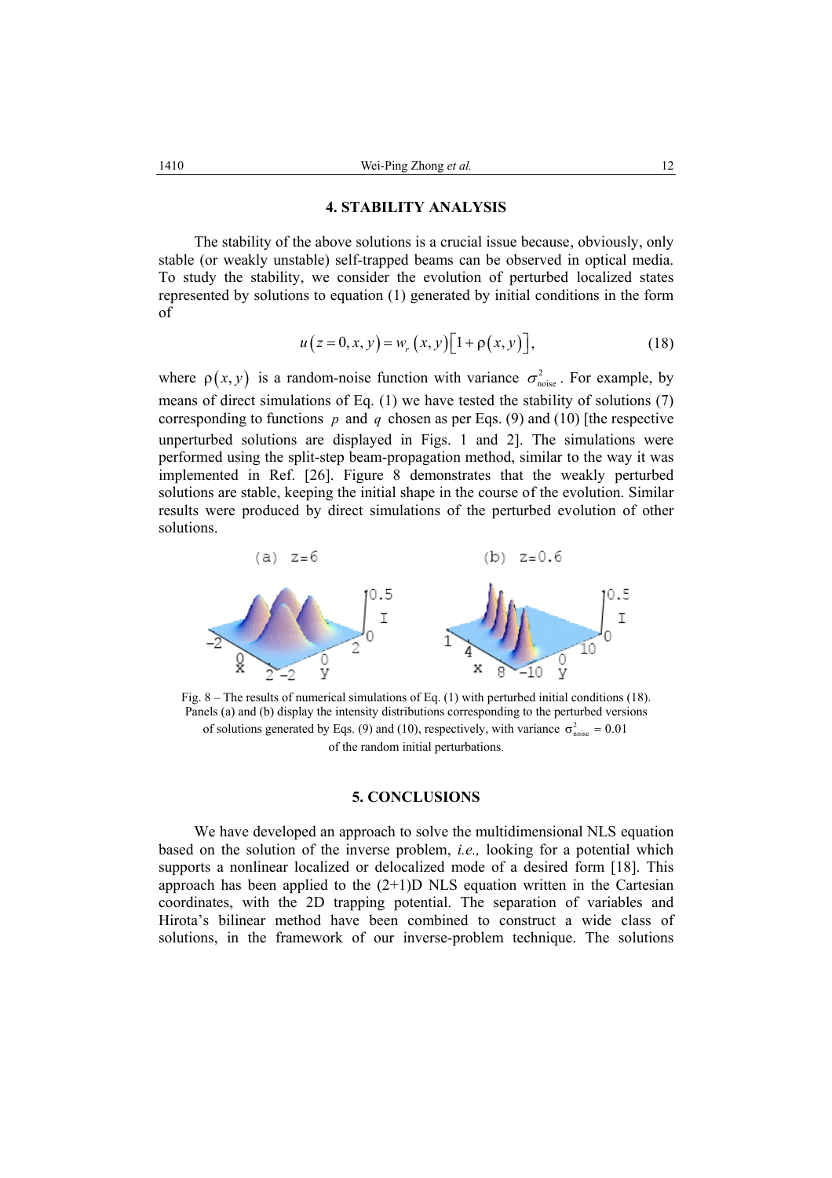## 4. STABILITY ANALYSIS

The stability of the above solutions is a crucial issue because, obviously, only stable (or weakly unstable) self-trapped beams can be observed in optical media. To study the stability, we consider the evolution of perturbed localized states represented by solutions to equation (1) generated by initial conditions in the form of

$$u(z=0,x,y)=w_r(x,y)\left[1+\rho(x,y)\right], \tag{18}$$

where $\rho(x,y)$ is a random-noise function with variance $\sigma^2_{\text{noise}}$. For example, by means of direct simulations of Eq. (1) we have tested the stability of solutions (7) corresponding to functions $p$ and $q$ chosen as per Eqs. (9) and (10) [the respective unperturbed solutions are displayed in Figs. 1 and 2]. The simulations were performed using the split-step beam-propagation method, similar to the way it was implemented in Ref. [26]. Figure 8 demonstrates that the weakly perturbed solutions are stable, keeping the initial shape in the course of the evolution. Similar results were produced by direct simulations of the perturbed evolution of other solutions.

Fig. 8 – The results of numerical simulations of Eq. (1) with perturbed initial conditions (18). Panels (a) and (b) display the intensity distributions corresponding to the perturbed versions of solutions generated by Eqs. (9) and (10), respectively, with variance $\sigma^2_{\text{noise}}=0.01$ of the random initial perturbations.

## 5. CONCLUSIONS

We have developed an approach to solve the multidimensional NLS equation based on the solution of the inverse problem, *i.e.,* looking for a potential which supports a nonlinear localized or delocalized mode of a desired form [18]. This approach has been applied to the (2+1)D NLS equation written in the Cartesian coordinates, with the 2D trapping potential. The separation of variables and Hirota's bilinear method have been combined to construct a wide class of solutions, in the framework of our inverse-problem technique. The solutions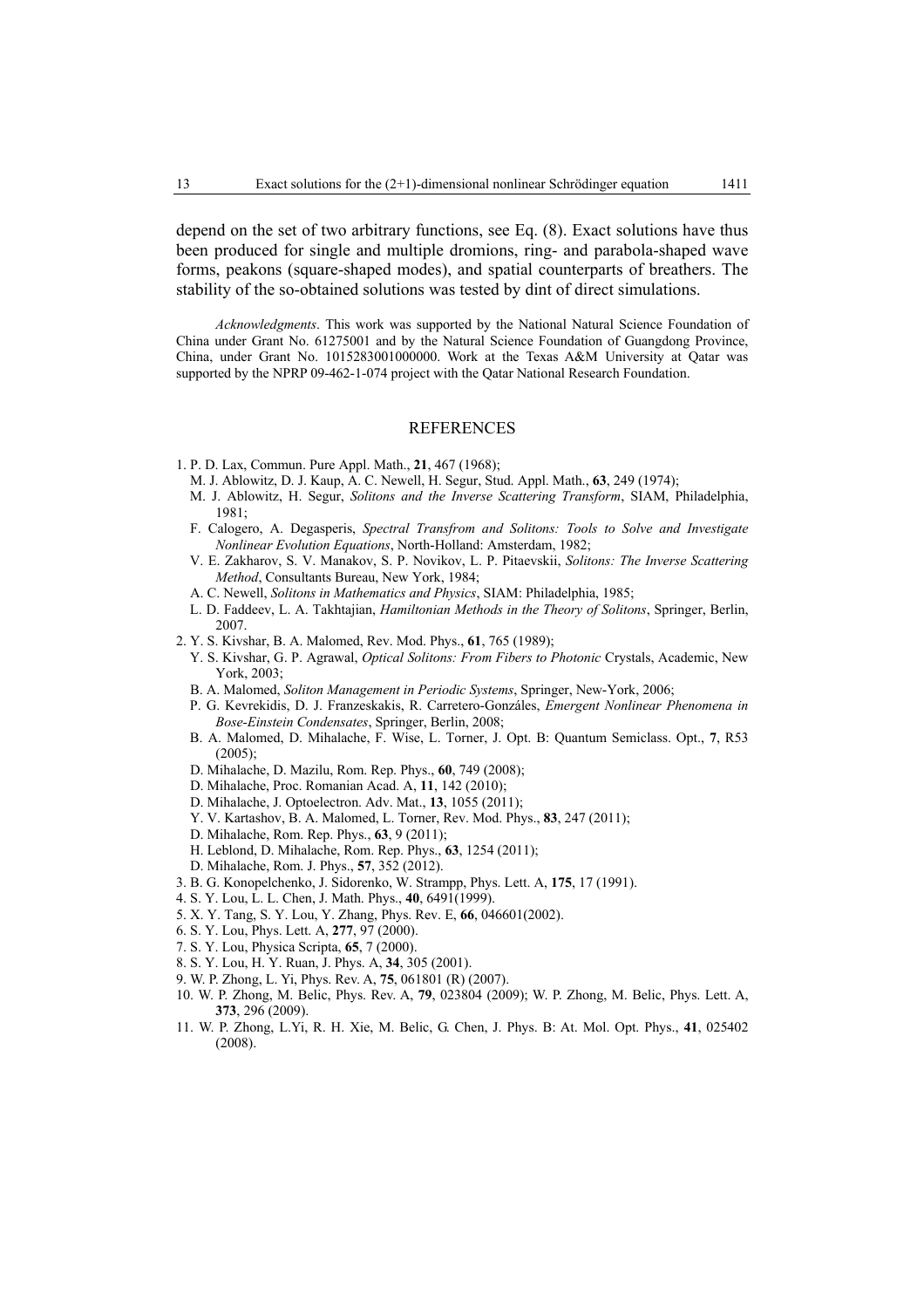depend on the set of two arbitrary functions, see Eq. (8). Exact solutions have thus been produced for single and multiple dromions, ring- and parabola-shaped wave forms, peakons (square-shaped modes), and spatial counterparts of breathers. The stability of the so-obtained solutions was tested by dint of direct simulations.

*Acknowledgments*. This work was supported by the National Natural Science Foundation of China under Grant No. 61275001 and by the Natural Science Foundation of Guangdong Province, China, under Grant No. 1015283001000000. Work at the Texas A&M University at Qatar was supported by the NPRP 09-462-1-074 project with the Qatar National Research Foundation.

## REFERENCES

1. P. D. Lax, Commun. Pure Appl. Math., **21**, 467 (1968);
   M. J. Ablowitz, D. J. Kaup, A. C. Newell, H. Segur, Stud. Appl. Math., **63**, 249 (1974);
   M. J. Ablowitz, H. Segur, *Solitons and the Inverse Scattering Transform*, SIAM, Philadelphia, 1981;
   F. Calogero, A. Degasperis, *Spectral Transfrom and Solitons: Tools to Solve and Investigate Nonlinear Evolution Equations*, North-Holland: Amsterdam, 1982;
   V. E. Zakharov, S. V. Manakov, S. P. Novikov, L. P. Pitaevskii, *Solitons: The Inverse Scattering Method*, Consultants Bureau, New York, 1984;
   A. C. Newell, *Solitons in Mathematics and Physics*, SIAM: Philadelphia, 1985;
   L. D. Faddeev, L. A. Takhtajian, *Hamiltonian Methods in the Theory of Solitons*, Springer, Berlin, 2007.
2. Y. S. Kivshar, B. A. Malomed, Rev. Mod. Phys., **61**, 765 (1989);
   Y. S. Kivshar, G. P. Agrawal, *Optical Solitons: From Fibers to Photonic* Crystals, Academic, New York, 2003;
   B. A. Malomed, *Soliton Management in Periodic Systems*, Springer, New-York, 2006;
   P. G. Kevrekidis, D. J. Franzeskakis, R. Carretero-Gonzáles, *Emergent Nonlinear Phenomena in Bose-Einstein Condensates*, Springer, Berlin, 2008;
   B. A. Malomed, D. Mihalache, F. Wise, L. Torner, J. Opt. B: Quantum Semiclass. Opt., **7**, R53 (2005);
   D. Mihalache, D. Mazilu, Rom. Rep. Phys., **60**, 749 (2008);
   D. Mihalache, Proc. Romanian Acad. A, **11**, 142 (2010);
   D. Mihalache, J. Optoelectron. Adv. Mat., **13**, 1055 (2011);
   Y. V. Kartashov, B. A. Malomed, L. Torner, Rev. Mod. Phys., **83**, 247 (2011);
   D. Mihalache, Rom. Rep. Phys., **63**, 9 (2011);
   H. Leblond, D. Mihalache, Rom. Rep. Phys., **63**, 1254 (2011);
   D. Mihalache, Rom. J. Phys., **57**, 352 (2012).
3. B. G. Konopelchenko, J. Sidorenko, W. Strampp, Phys. Lett. A, **175**, 17 (1991).
4. S. Y. Lou, L. L. Chen, J. Math. Phys., **40**, 6491(1999).
5. X. Y. Tang, S. Y. Lou, Y. Zhang, Phys. Rev. E, **66**, 046601(2002).
6. S. Y. Lou, Phys. Lett. A, **277**, 97 (2000).
7. S. Y. Lou, Physica Scripta, **65**, 7 (2000).
8. S. Y. Lou, H. Y. Ruan, J. Phys. A, **34**, 305 (2001).
9. W. P. Zhong, L. Yi, Phys. Rev. A, **75**, 061801 (R) (2007).
10. W. P. Zhong, M. Belic, Phys. Rev. A, **79**, 023804 (2009); W. P. Zhong, M. Belic, Phys. Lett. A, **373**, 296 (2009).
11. W. P. Zhong, L.Yi, R. H. Xie, M. Belic, G. Chen, J. Phys. B: At. Mol. Opt. Phys., **41**, 025402 (2008).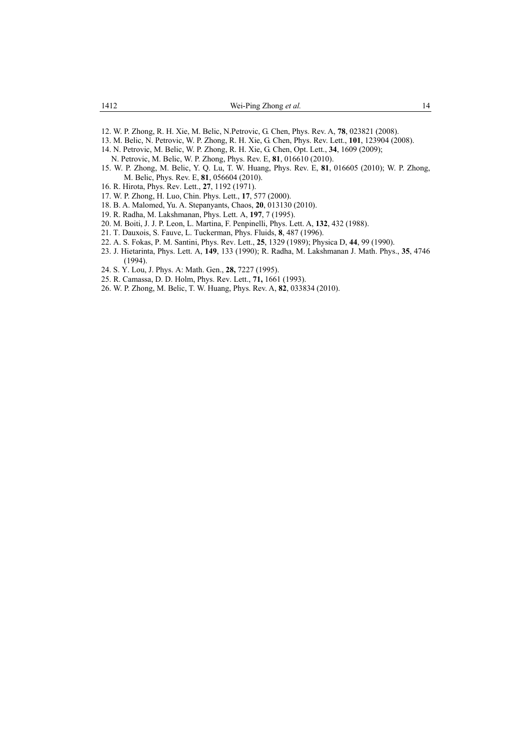12. W. P. Zhong, R. H. Xie, M. Belic, N.Petrovic, G. Chen, Phys. Rev. A, **78**, 023821 (2008).
13. M. Belic, N. Petrovic, W. P. Zhong, R. H. Xie, G. Chen, Phys. Rev. Lett., **101**, 123904 (2008).
14. N. Petrovic, M. Belic, W. P. Zhong, R. H. Xie, G. Chen, Opt. Lett., **34**, 1609 (2009); N. Petrovic, M. Belic, W. P. Zhong, Phys. Rev. E, **81**, 016610 (2010).
15. W. P. Zhong, M. Belic, Y. Q. Lu, T. W. Huang, Phys. Rev. E, **81**, 016605 (2010); W. P. Zhong, M. Belic, Phys. Rev. E, **81**, 056604 (2010).
16. R. Hirota, Phys. Rev. Lett., **27**, 1192 (1971).
17. W. P. Zhong, H. Luo, Chin. Phys. Lett., **17**, 577 (2000).
18. B. A. Malomed, Yu. A. Stepanyants, Chaos, **20**, 013130 (2010).
19. R. Radha, M. Lakshmanan, Phys. Lett. A, **197**, 7 (1995).
20. M. Boiti, J. J. P. Leon, L. Martina, F. Penpinelli, Phys. Lett. A, **132**, 432 (1988).
21. T. Dauxois, S. Fauve, L. Tuckerman, Phys. Fluids, **8**, 487 (1996).
22. A. S. Fokas, P. M. Santini, Phys. Rev. Lett., **25**, 1329 (1989); Physica D, **44**, 99 (1990).
23. J. Hietarinta, Phys. Lett. A, **149**, 133 (1990); R. Radha, M. Lakshmanan J. Math. Phys., **35**, 4746 (1994).
24. S. Y. Lou, J. Phys. A: Math. Gen., **28,** 7227 (1995).
25. R. Camassa, D. D. Holm, Phys. Rev. Lett., **71,** 1661 (1993).
26. W. P. Zhong, M. Belic, T. W. Huang, Phys. Rev. A, **82**, 033834 (2010).